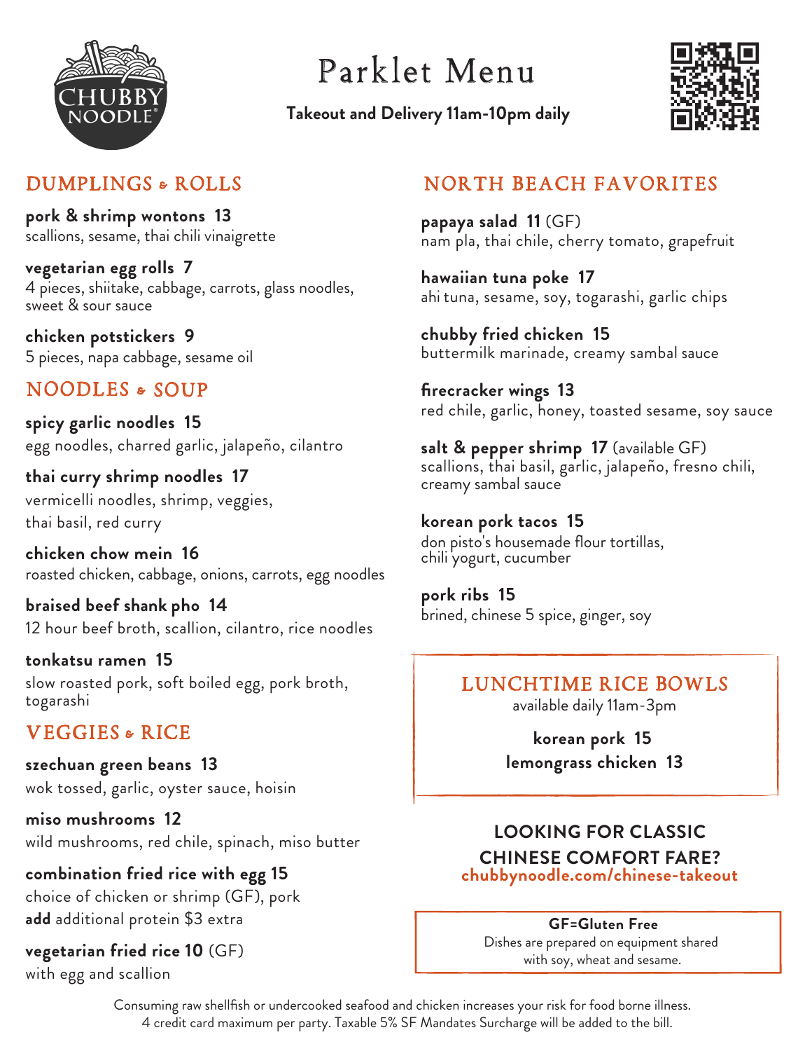# Parklet Menu

**Takeout and Delivery 11am-10pm daily**

## DUMPLINGS & ROLLS

**pork & shrimp wontons 13**
scallions, sesame, thai chili vinaigrette

**vegetarian egg rolls 7**
4 pieces, shiitake, cabbage, carrots, glass noodles, sweet & sour sauce

**chicken potstickers 9**
5 pieces, napa cabbage, sesame oil

## NOODLES & SOUP

**spicy garlic noodles 15**
egg noodles, charred garlic, jalapeño, cilantro

**thai curry shrimp noodles 17**
vermicelli noodles, shrimp, veggies, thai basil, red curry

**chicken chow mein 16**
roasted chicken, cabbage, onions, carrots, egg noodles

**braised beef shank pho 14**
12 hour beef broth, scallion, cilantro, rice noodles

**tonkatsu ramen 15**
slow roasted pork, soft boiled egg, pork broth, togarashi

## VEGGIES & RICE

**szechuan green beans 13**
wok tossed, garlic, oyster sauce, hoisin

**miso mushrooms 12**
wild mushrooms, red chile, spinach, miso butter

**combination fried rice with egg 15**
choice of chicken or shrimp (GF), pork
**add** additional protein $3 extra

**vegetarian fried rice 10** (GF)
with egg and scallion

## NORTH BEACH FAVORITES

**papaya salad 11** (GF)
nam pla, thai chile, cherry tomato, grapefruit

**hawaiian tuna poke 17**
ahi tuna, sesame, soy, togarashi, garlic chips

**chubby fried chicken 15**
buttermilk marinade, creamy sambal sauce

**firecracker wings 13**
red chile, garlic, honey, toasted sesame, soy sauce

**salt & pepper shrimp 17** (available GF)
scallions, thai basil, garlic, jalapeño, fresno chili, creamy sambal sauce

**korean pork tacos 15**
don pisto's housemade flour tortillas, chili yogurt, cucumber

**pork ribs 15**
brined, chinese 5 spice, ginger, soy

## LUNCHTIME RICE BOWLS

available daily 11am-3pm

**korean pork 15**
**lemongrass chicken 13**

**LOOKING FOR CLASSIC CHINESE COMFORT FARE?**
**chubbynoodle.com/chinese-takeout**

**GF=Gluten Free**
Dishes are prepared on equipment shared with soy, wheat and sesame.

Consuming raw shellfish or undercooked seafood and chicken increases your risk for food borne illness.
4 credit card maximum per party. Taxable 5% SF Mandates Surcharge will be added to the bill.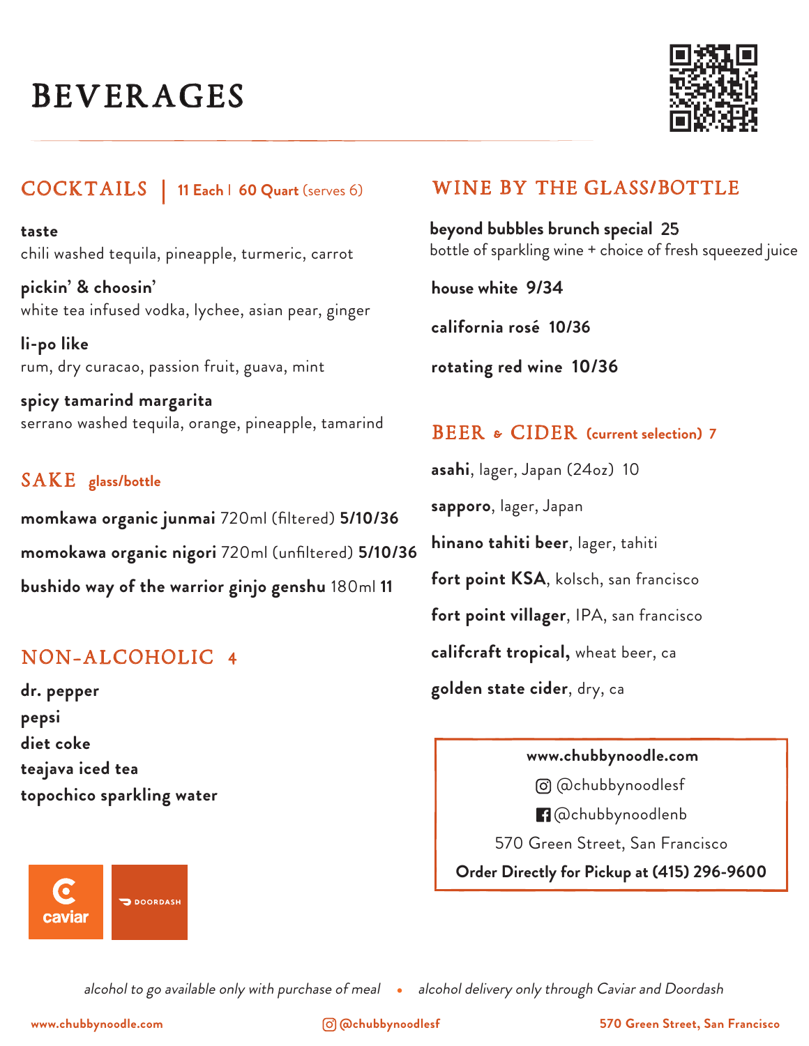# BEVERAGES

## COCKTAILS | 11 Each | 60 Quart (serves 6)

**taste**
chili washed tequila, pineapple, turmeric, carrot

**pickin' & choosin'**
white tea infused vodka, lychee, asian pear, ginger

**li-po like**
rum, dry curacao, passion fruit, guava, mint

**spicy tamarind margarita**
serrano washed tequila, orange, pineapple, tamarind

## SAKE glass/bottle

**momkawa organic junmai** 720ml (filtered) **5/10/36**

**momokawa organic nigori** 720ml (unfiltered) **5/10/36**

**bushido way of the warrior ginjo genshu** 180ml **11**

## NON-ALCOHOLIC 4

**dr. pepper**
**pepsi**
**diet coke**
**teajava iced tea**
**topochico sparkling water**

caviar DOORDASH

## WINE BY THE GLASS/BOTTLE

**beyond bubbles brunch special 25**
bottle of sparkling wine + choice of fresh squeezed juice

**house white 9/34**

**california rosé 10/36**

**rotating red wine 10/36**

## BEER & CIDER (current selection) 7

**asahi**, lager, Japan (24oz) 10

**sapporo**, lager, Japan

**hinano tahiti beer**, lager, tahiti

**fort point KSA**, kolsch, san francisco

**fort point villager**, IPA, san francisco

**califcraft tropical,** wheat beer, ca

**golden state cider**, dry, ca

**www.chubbynoodle.com**
@chubbynoodlesf
@chubbynoodlenb
570 Green Street, San Francisco
**Order Directly for Pickup at (415) 296-9600**

*alcohol to go available only with purchase of meal • alcohol delivery only through Caviar and Doordash*

www.chubbynoodle.com @chubbynoodlesf 570 Green Street, San Francisco